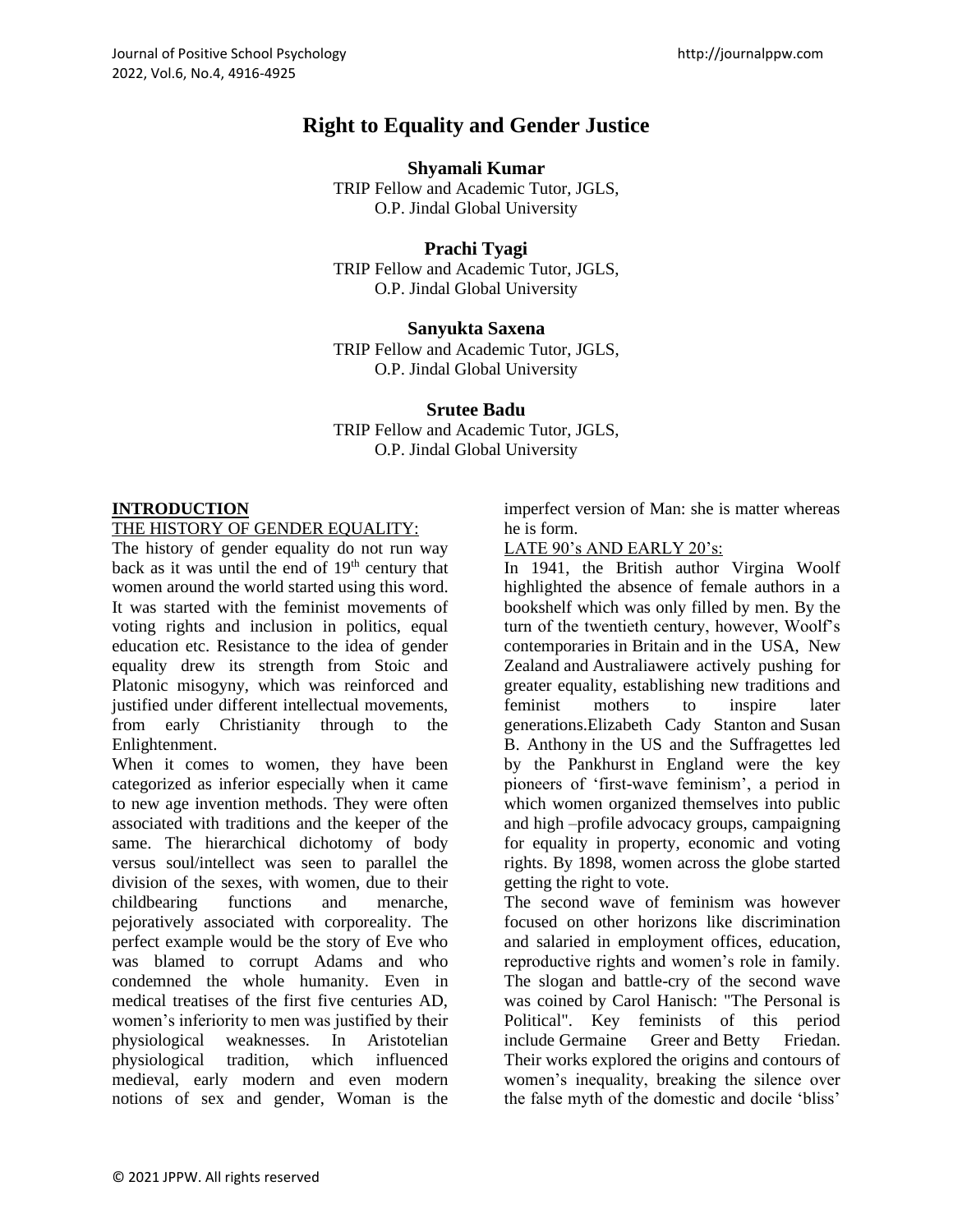# Right to Equality and Gender Justice

**Shyamali Kumar**
TRIP Fellow and Academic Tutor, JGLS,
O.P. Jindal Global University

**Prachi Tyagi**
TRIP Fellow and Academic Tutor, JGLS,
O.P. Jindal Global University

**Sanyukta Saxena**
TRIP Fellow and Academic Tutor, JGLS,
O.P. Jindal Global University

**Srutee Badu**
TRIP Fellow and Academic Tutor, JGLS,
O.P. Jindal Global University

## INTRODUCTION

### THE HISTORY OF GENDER EQUALITY:

The history of gender equality do not run way back as it was until the end of 19th century that women around the world started using this word. It was started with the feminist movements of voting rights and inclusion in politics, equal education etc. Resistance to the idea of gender equality drew its strength from Stoic and Platonic misogyny, which was reinforced and justified under different intellectual movements, from early Christianity through to the Enlightenment.

When it comes to women, they have been categorized as inferior especially when it came to new age invention methods. They were often associated with traditions and the keeper of the same. The hierarchical dichotomy of body versus soul/intellect was seen to parallel the division of the sexes, with women, due to their childbearing functions and menarche, pejoratively associated with corporeality. The perfect example would be the story of Eve who was blamed to corrupt Adams and who condemned the whole humanity. Even in medical treatises of the first five centuries AD, women's inferiority to men was justified by their physiological weaknesses. In Aristotelian physiological tradition, which influenced medieval, early modern and even modern notions of sex and gender, Woman is the imperfect version of Man: she is matter whereas he is form.

### LATE 90's AND EARLY 20's:

In 1941, the British author Virgina Woolf highlighted the absence of female authors in a bookshelf which was only filled by men. By the turn of the twentieth century, however, Woolf's contemporaries in Britain and in the USA, New Zealand and Australiawere actively pushing for greater equality, establishing new traditions and feminist mothers to inspire later generations.Elizabeth Cady Stanton and Susan B. Anthony in the US and the Suffragettes led by the Pankhurst in England were the key pioneers of 'first-wave feminism', a period in which women organized themselves into public and high –profile advocacy groups, campaigning for equality in property, economic and voting rights. By 1898, women across the globe started getting the right to vote.

The second wave of feminism was however focused on other horizons like discrimination and salaried in employment offices, education, reproductive rights and women's role in family. The slogan and battle-cry of the second wave was coined by Carol Hanisch: "The Personal is Political". Key feminists of this period include Germaine Greer and Betty Friedan. Their works explored the origins and contours of women's inequality, breaking the silence over the false myth of the domestic and docile 'bliss'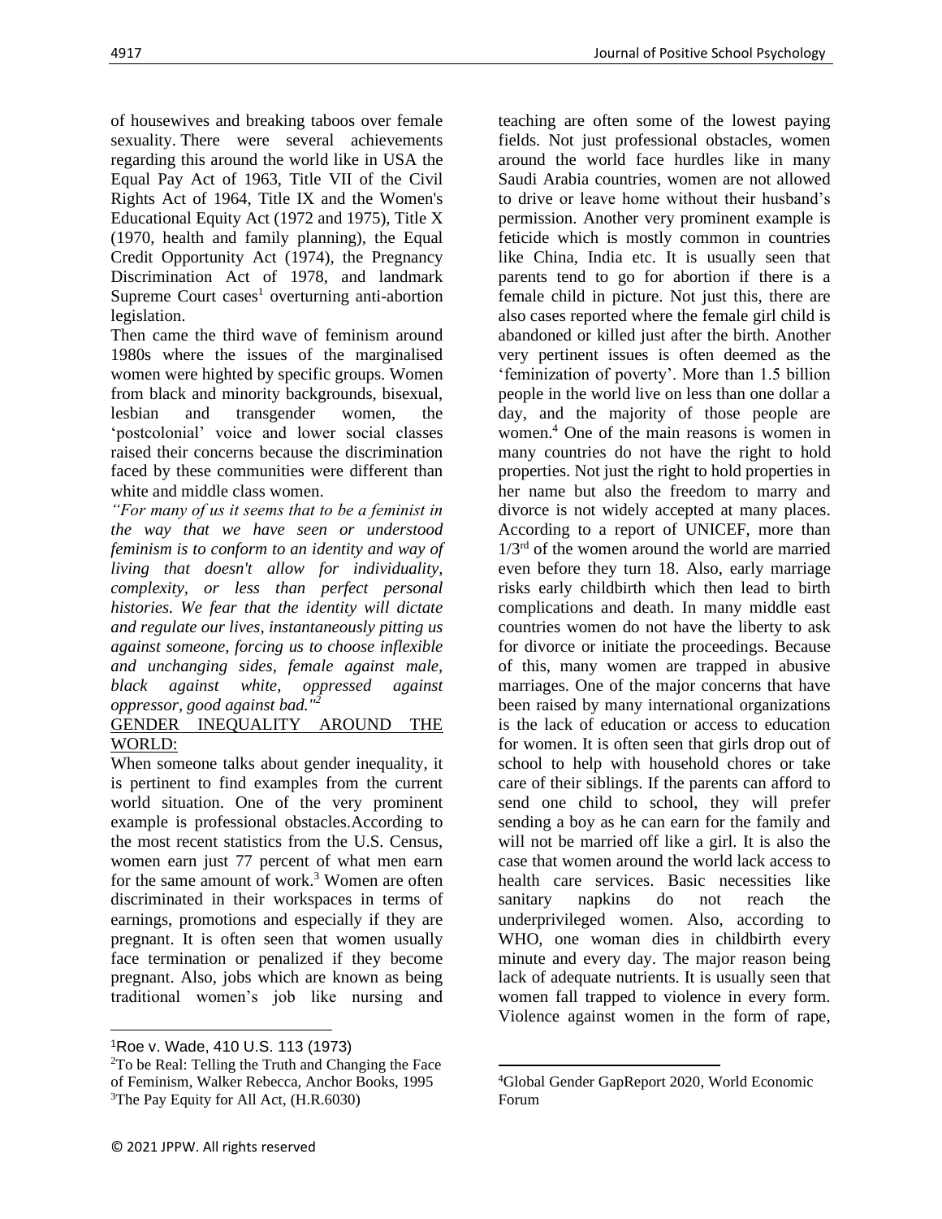of housewives and breaking taboos over female sexuality. There were several achievements regarding this around the world like in USA the Equal Pay Act of 1963, Title VII of the Civil Rights Act of 1964, Title IX and the Women's Educational Equity Act (1972 and 1975), Title X (1970, health and family planning), the Equal Credit Opportunity Act (1974), the Pregnancy Discrimination Act of 1978, and landmark Supreme Court cases[1] overturning anti-abortion legislation.

Then came the third wave of feminism around 1980s where the issues of the marginalised women were highted by specific groups. Women from black and minority backgrounds, bisexual, lesbian and transgender women, the 'postcolonial' voice and lower social classes raised their concerns because the discrimination faced by these communities were different than white and middle class women.

*"For many of us it seems that to be a feminist in the way that we have seen or understood feminism is to conform to an identity and way of living that doesn't allow for individuality, complexity, or less than perfect personal histories. We fear that the identity will dictate and regulate our lives, instantaneously pitting us against someone, forcing us to choose inflexible and unchanging sides, female against male, black against white, oppressed against oppressor, good against bad."*[2]

## GENDER INEQUALITY AROUND THE WORLD:

When someone talks about gender inequality, it is pertinent to find examples from the current world situation. One of the very prominent example is professional obstacles.According to the most recent statistics from the U.S. Census, women earn just 77 percent of what men earn for the same amount of work.[3] Women are often discriminated in their workspaces in terms of earnings, promotions and especially if they are pregnant. It is often seen that women usually face termination or penalized if they become pregnant. Also, jobs which are known as being traditional women's job like nursing and teaching are often some of the lowest paying fields. Not just professional obstacles, women around the world face hurdles like in many Saudi Arabia countries, women are not allowed to drive or leave home without their husband's permission. Another very prominent example is feticide which is mostly common in countries like China, India etc. It is usually seen that parents tend to go for abortion if there is a female child in picture. Not just this, there are also cases reported where the female girl child is abandoned or killed just after the birth. Another very pertinent issues is often deemed as the 'feminization of poverty'. More than 1.5 billion people in the world live on less than one dollar a day, and the majority of those people are women.[4] One of the main reasons is women in many countries do not have the right to hold properties. Not just the right to hold properties in her name but also the freedom to marry and divorce is not widely accepted at many places. According to a report of UNICEF, more than 1/3rd of the women around the world are married even before they turn 18. Also, early marriage risks early childbirth which then lead to birth complications and death. In many middle east countries women do not have the liberty to ask for divorce or initiate the proceedings. Because of this, many women are trapped in abusive marriages. One of the major concerns that have been raised by many international organizations is the lack of education or access to education for women. It is often seen that girls drop out of school to help with household chores or take care of their siblings. If the parents can afford to send one child to school, they will prefer sending a boy as he can earn for the family and will not be married off like a girl. It is also the case that women around the world lack access to health care services. Basic necessities like sanitary napkins do not reach the underprivileged women. Also, according to WHO, one woman dies in childbirth every minute and every day. The major reason being lack of adequate nutrients. It is usually seen that women fall trapped to violence in every form. Violence against women in the form of rape,

---

[1] Roe v. Wade, 410 U.S. 113 (1973)

[2] To be Real: Telling the Truth and Changing the Face of Feminism, Walker Rebecca, Anchor Books, 1995

[3] The Pay Equity for All Act, (H.R.6030)

[4] Global Gender GapReport 2020, World Economic Forum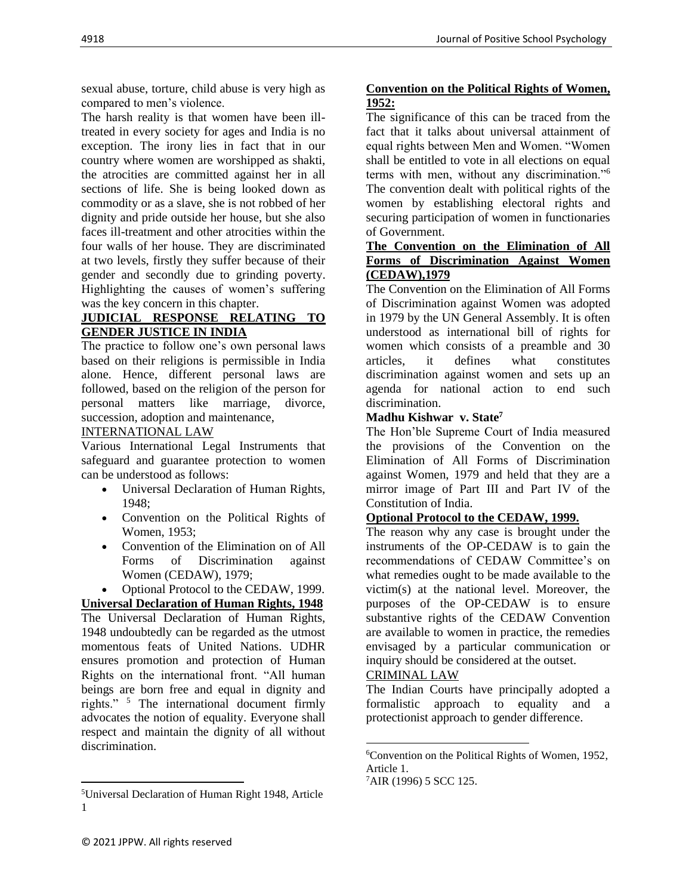sexual abuse, torture, child abuse is very high as compared to men's violence.

The harsh reality is that women have been ill-treated in every society for ages and India is no exception. The irony lies in fact that in our country where women are worshipped as shakti, the atrocities are committed against her in all sections of life. She is being looked down as commodity or as a slave, she is not robbed of her dignity and pride outside her house, but she also faces ill-treatment and other atrocities within the four walls of her house. They are discriminated at two levels, firstly they suffer because of their gender and secondly due to grinding poverty. Highlighting the causes of women's suffering was the key concern in this chapter.

## JUDICIAL RESPONSE RELATING TO GENDER JUSTICE IN INDIA

The practice to follow one's own personal laws based on their religions is permissible in India alone. Hence, different personal laws are followed, based on the religion of the person for personal matters like marriage, divorce, succession, adoption and maintenance,

### INTERNATIONAL LAW

Various International Legal Instruments that safeguard and guarantee protection to women can be understood as follows:

- Universal Declaration of Human Rights, 1948;
- Convention on the Political Rights of Women, 1953;
- Convention of the Elimination on of All Forms of Discrimination against Women (CEDAW), 1979;
- Optional Protocol to the CEDAW, 1999.

### Universal Declaration of Human Rights, 1948

The Universal Declaration of Human Rights, 1948 undoubtedly can be regarded as the utmost momentous feats of United Nations. UDHR ensures promotion and protection of Human Rights on the international front. "All human beings are born free and equal in dignity and rights." [5] The international document firmly advocates the notion of equality. Everyone shall respect and maintain the dignity of all without discrimination.

### Convention on the Political Rights of Women, 1952:

The significance of this can be traced from the fact that it talks about universal attainment of equal rights between Men and Women. "Women shall be entitled to vote in all elections on equal terms with men, without any discrimination."[6] The convention dealt with political rights of the women by establishing electoral rights and securing participation of women in functionaries of Government.

### The Convention on the Elimination of All Forms of Discrimination Against Women (CEDAW),1979

The Convention on the Elimination of All Forms of Discrimination against Women was adopted in 1979 by the UN General Assembly. It is often understood as international bill of rights for women which consists of a preamble and 30 articles, it defines what constitutes discrimination against women and sets up an agenda for national action to end such discrimination.

**Madhu Kishwar v. State[7]**

The Hon'ble Supreme Court of India measured the provisions of the Convention on the Elimination of All Forms of Discrimination against Women, 1979 and held that they are a mirror image of Part III and Part IV of the Constitution of India.

### Optional Protocol to the CEDAW, 1999.

The reason why any case is brought under the instruments of the OP-CEDAW is to gain the recommendations of CEDAW Committee's on what remedies ought to be made available to the victim(s) at the national level. Moreover, the purposes of the OP-CEDAW is to ensure substantive rights of the CEDAW Convention are available to women in practice, the remedies envisaged by a particular communication or inquiry should be considered at the outset.

### CRIMINAL LAW

The Indian Courts have principally adopted a formalistic approach to equality and a protectionist approach to gender difference.

---

[5] Universal Declaration of Human Right 1948, Article 1

[6] Convention on the Political Rights of Women, 1952, Article 1.

[7] AIR (1996) 5 SCC 125.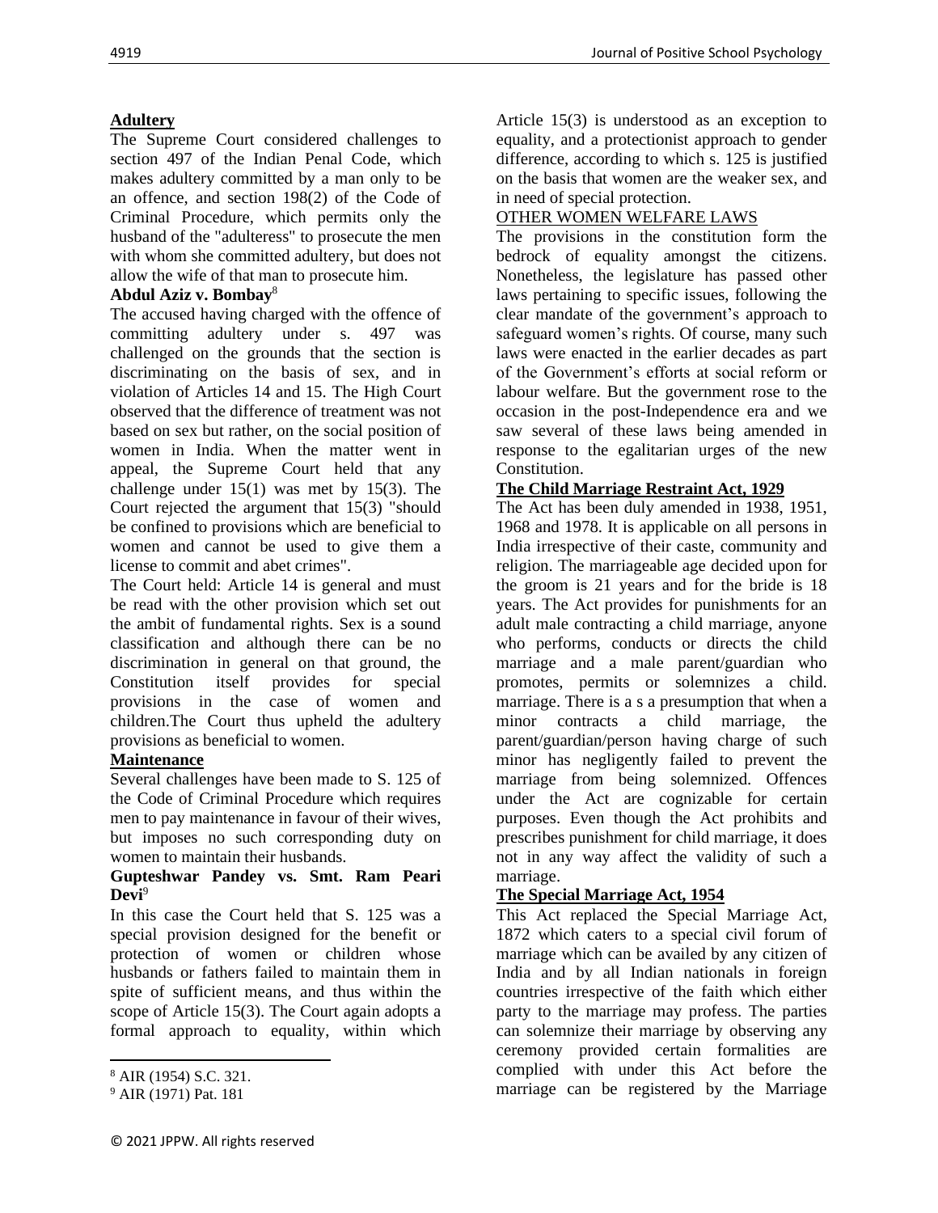### Adultery

The Supreme Court considered challenges to section 497 of the Indian Penal Code, which makes adultery committed by a man only to be an offence, and section 198(2) of the Code of Criminal Procedure, which permits only the husband of the "adulteress" to prosecute the men with whom she committed adultery, but does not allow the wife of that man to prosecute him.

#### Abdul Aziz v. Bombay[8]

The accused having charged with the offence of committing adultery under s. 497 was challenged on the grounds that the section is discriminating on the basis of sex, and in violation of Articles 14 and 15. The High Court observed that the difference of treatment was not based on sex but rather, on the social position of women in India. When the matter went in appeal, the Supreme Court held that any challenge under 15(1) was met by 15(3). The Court rejected the argument that 15(3) "should be confined to provisions which are beneficial to women and cannot be used to give them a license to commit and abet crimes".

The Court held: Article 14 is general and must be read with the other provision which set out the ambit of fundamental rights. Sex is a sound classification and although there can be no discrimination in general on that ground, the Constitution itself provides for special provisions in the case of women and children.The Court thus upheld the adultery provisions as beneficial to women.

### Maintenance

Several challenges have been made to S. 125 of the Code of Criminal Procedure which requires men to pay maintenance in favour of their wives, but imposes no such corresponding duty on women to maintain their husbands.

#### Gupteshwar Pandey vs. Smt. Ram Peari Devi[9]

In this case the Court held that S. 125 was a special provision designed for the benefit or protection of women or children whose husbands or fathers failed to maintain them in spite of sufficient means, and thus within the scope of Article 15(3). The Court again adopts a formal approach to equality, within which Article 15(3) is understood as an exception to equality, and a protectionist approach to gender difference, according to which s. 125 is justified on the basis that women are the weaker sex, and in need of special protection.

### OTHER WOMEN WELFARE LAWS

The provisions in the constitution form the bedrock of equality amongst the citizens. Nonetheless, the legislature has passed other laws pertaining to specific issues, following the clear mandate of the government's approach to safeguard women's rights. Of course, many such laws were enacted in the earlier decades as part of the Government's efforts at social reform or labour welfare. But the government rose to the occasion in the post-Independence era and we saw several of these laws being amended in response to the egalitarian urges of the new Constitution.

### The Child Marriage Restraint Act, 1929

The Act has been duly amended in 1938, 1951, 1968 and 1978. It is applicable on all persons in India irrespective of their caste, community and religion. The marriageable age decided upon for the groom is 21 years and for the bride is 18 years. The Act provides for punishments for an adult male contracting a child marriage, anyone who performs, conducts or directs the child marriage and a male parent/guardian who promotes, permits or solemnizes a child. marriage. There is a s a presumption that when a minor contracts a child marriage, the parent/guardian/person having charge of such minor has negligently failed to prevent the marriage from being solemnized. Offences under the Act are cognizable for certain purposes. Even though the Act prohibits and prescribes punishment for child marriage, it does not in any way affect the validity of such a marriage.

### The Special Marriage Act, 1954

This Act replaced the Special Marriage Act, 1872 which caters to a special civil forum of marriage which can be availed by any citizen of India and by all Indian nationals in foreign countries irrespective of the faith which either party to the marriage may profess. The parties can solemnize their marriage by observing any ceremony provided certain formalities are complied with under this Act before the marriage can be registered by the Marriage

---

[8] AIR (1954) S.C. 321.

[9] AIR (1971) Pat. 181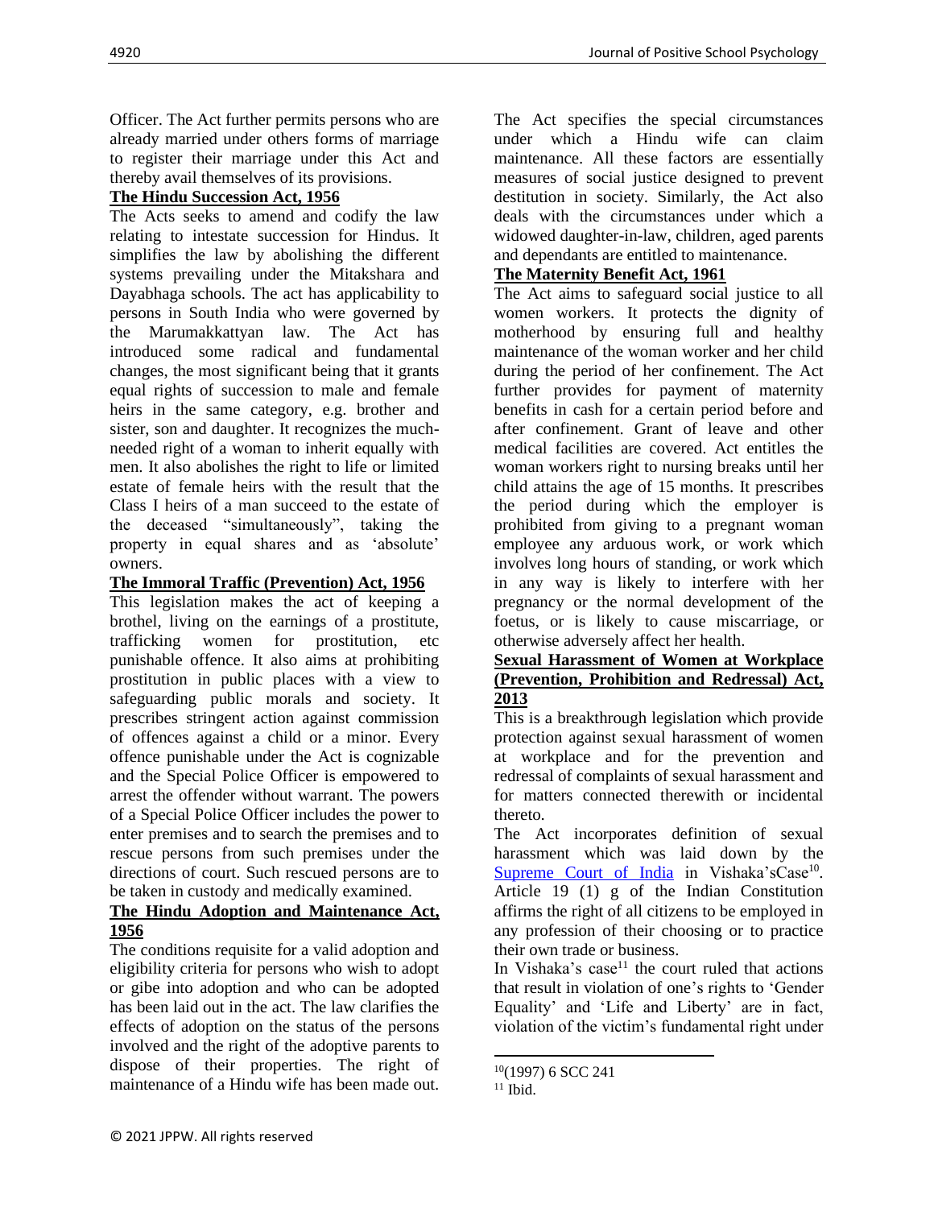Officer. The Act further permits persons who are already married under others forms of marriage to register their marriage under this Act and thereby avail themselves of its provisions.

**The Hindu Succession Act, 1956**

The Acts seeks to amend and codify the law relating to intestate succession for Hindus. It simplifies the law by abolishing the different systems prevailing under the Mitakshara and Dayabhaga schools. The act has applicability to persons in South India who were governed by the Marumakkattyan law. The Act has introduced some radical and fundamental changes, the most significant being that it grants equal rights of succession to male and female heirs in the same category, e.g. brother and sister, son and daughter. It recognizes the much-needed right of a woman to inherit equally with men. It also abolishes the right to life or limited estate of female heirs with the result that the Class I heirs of a man succeed to the estate of the deceased "simultaneously", taking the property in equal shares and as 'absolute' owners.

**The Immoral Traffic (Prevention) Act, 1956**

This legislation makes the act of keeping a brothel, living on the earnings of a prostitute, trafficking women for prostitution, etc punishable offence. It also aims at prohibiting prostitution in public places with a view to safeguarding public morals and society. It prescribes stringent action against commission of offences against a child or a minor. Every offence punishable under the Act is cognizable and the Special Police Officer is empowered to arrest the offender without warrant. The powers of a Special Police Officer includes the power to enter premises and to search the premises and to rescue persons from such premises under the directions of court. Such rescued persons are to be taken in custody and medically examined.

**The Hindu Adoption and Maintenance Act, 1956**

The conditions requisite for a valid adoption and eligibility criteria for persons who wish to adopt or gibe into adoption and who can be adopted has been laid out in the act. The law clarifies the effects of adoption on the status of the persons involved and the right of the adoptive parents to dispose of their properties. The right of maintenance of a Hindu wife has been made out. The Act specifies the special circumstances under which a Hindu wife can claim maintenance. All these factors are essentially measures of social justice designed to prevent destitution in society. Similarly, the Act also deals with the circumstances under which a widowed daughter-in-law, children, aged parents and dependants are entitled to maintenance.

**The Maternity Benefit Act, 1961**

The Act aims to safeguard social justice to all women workers. It protects the dignity of motherhood by ensuring full and healthy maintenance of the woman worker and her child during the period of her confinement. The Act further provides for payment of maternity benefits in cash for a certain period before and after confinement. Grant of leave and other medical facilities are covered. Act entitles the woman workers right to nursing breaks until her child attains the age of 15 months. It prescribes the period during which the employer is prohibited from giving to a pregnant woman employee any arduous work, or work which involves long hours of standing, or work which in any way is likely to interfere with her pregnancy or the normal development of the foetus, or is likely to cause miscarriage, or otherwise adversely affect her health.

**Sexual Harassment of Women at Workplace (Prevention, Prohibition and Redressal) Act, 2013**

This is a breakthrough legislation which provide protection against sexual harassment of women at workplace and for the prevention and redressal of complaints of sexual harassment and for matters connected therewith or incidental thereto.

The Act incorporates definition of sexual harassment which was laid down by the Supreme Court of India in Vishaka'sCase[10]. Article 19 (1) g of the Indian Constitution affirms the right of all citizens to be employed in any profession of their choosing or to practice their own trade or business.

In Vishaka's case[11] the court ruled that actions that result in violation of one's rights to 'Gender Equality' and 'Life and Liberty' are in fact, violation of the victim's fundamental right under

---

[10](1997) 6 SCC 241

[11] Ibid.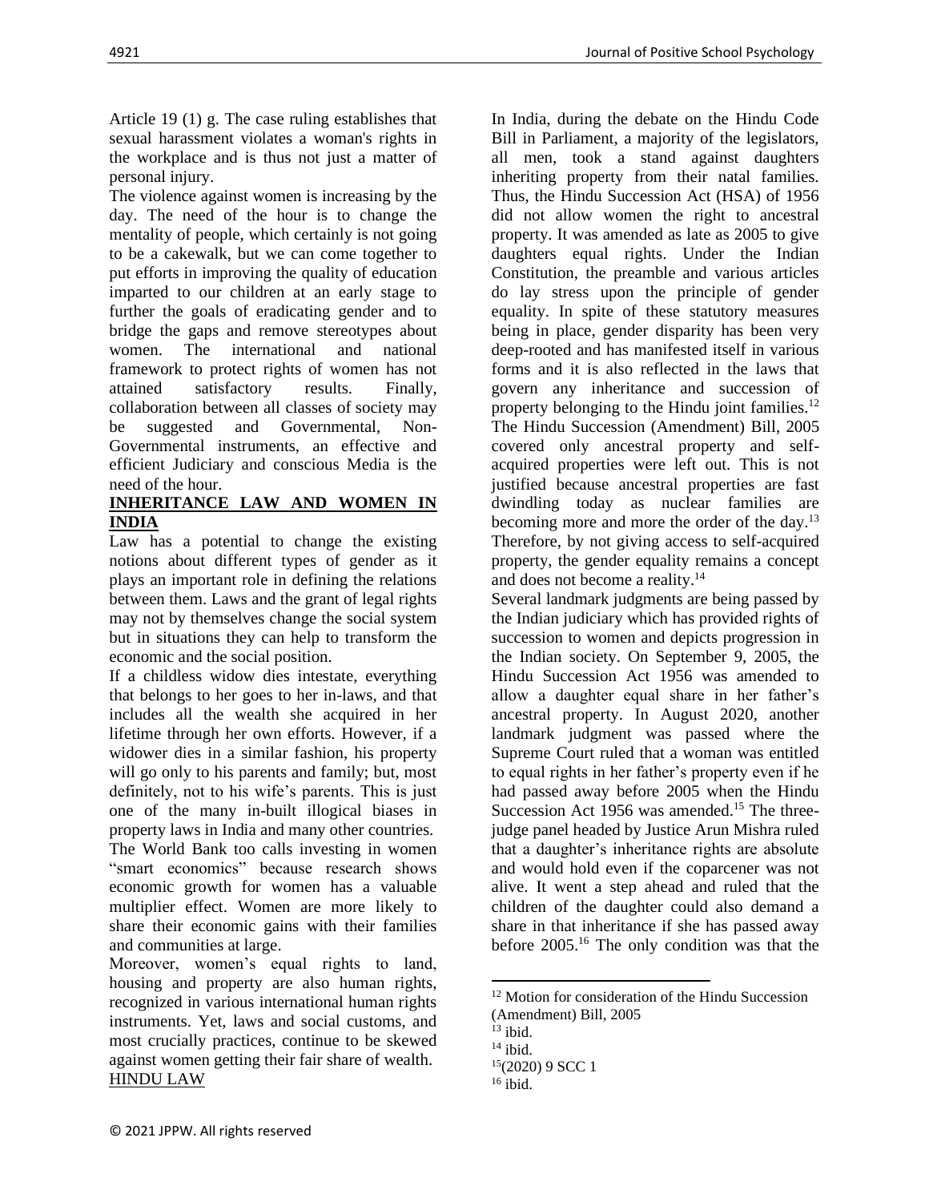Article 19 (1) g. The case ruling establishes that sexual harassment violates a woman's rights in the workplace and is thus not just a matter of personal injury.

The violence against women is increasing by the day. The need of the hour is to change the mentality of people, which certainly is not going to be a cakewalk, but we can come together to put efforts in improving the quality of education imparted to our children at an early stage to further the goals of eradicating gender and to bridge the gaps and remove stereotypes about women. The international and national framework to protect rights of women has not attained satisfactory results. Finally, collaboration between all classes of society may be suggested and Governmental, Non-Governmental instruments, an effective and efficient Judiciary and conscious Media is the need of the hour.

## INHERITANCE LAW AND WOMEN IN INDIA

Law has a potential to change the existing notions about different types of gender as it plays an important role in defining the relations between them. Laws and the grant of legal rights may not by themselves change the social system but in situations they can help to transform the economic and the social position.

If a childless widow dies intestate, everything that belongs to her goes to her in-laws, and that includes all the wealth she acquired in her lifetime through her own efforts. However, if a widower dies in a similar fashion, his property will go only to his parents and family; but, most definitely, not to his wife's parents. This is just one of the many in-built illogical biases in property laws in India and many other countries.

The World Bank too calls investing in women "smart economics" because research shows economic growth for women has a valuable multiplier effect. Women are more likely to share their economic gains with their families and communities at large.

Moreover, women's equal rights to land, housing and property are also human rights, recognized in various international human rights instruments. Yet, laws and social customs, and most crucially practices, continue to be skewed against women getting their fair share of wealth.

### HINDU LAW

In India, during the debate on the Hindu Code Bill in Parliament, a majority of the legislators, all men, took a stand against daughters inheriting property from their natal families. Thus, the Hindu Succession Act (HSA) of 1956 did not allow women the right to ancestral property. It was amended as late as 2005 to give daughters equal rights. Under the Indian Constitution, the preamble and various articles do lay stress upon the principle of gender equality. In spite of these statutory measures being in place, gender disparity has been very deep-rooted and has manifested itself in various forms and it is also reflected in the laws that govern any inheritance and succession of property belonging to the Hindu joint families.[12] The Hindu Succession (Amendment) Bill, 2005 covered only ancestral property and self-acquired properties were left out. This is not justified because ancestral properties are fast dwindling today as nuclear families are becoming more and more the order of the day.[13] Therefore, by not giving access to self-acquired property, the gender equality remains a concept and does not become a reality.[14]

Several landmark judgments are being passed by the Indian judiciary which has provided rights of succession to women and depicts progression in the Indian society. On September 9, 2005, the Hindu Succession Act 1956 was amended to allow a daughter equal share in her father's ancestral property. In August 2020, another landmark judgment was passed where the Supreme Court ruled that a woman was entitled to equal rights in her father's property even if he had passed away before 2005 when the Hindu Succession Act 1956 was amended.[15] The three-judge panel headed by Justice Arun Mishra ruled that a daughter's inheritance rights are absolute and would hold even if the coparcener was not alive. It went a step ahead and ruled that the children of the daughter could also demand a share in that inheritance if she has passed away before 2005.[16] The only condition was that the

---

[12] Motion for consideration of the Hindu Succession (Amendment) Bill, 2005

[13] ibid.

[14] ibid.

[15] (2020) 9 SCC 1

[16] ibid.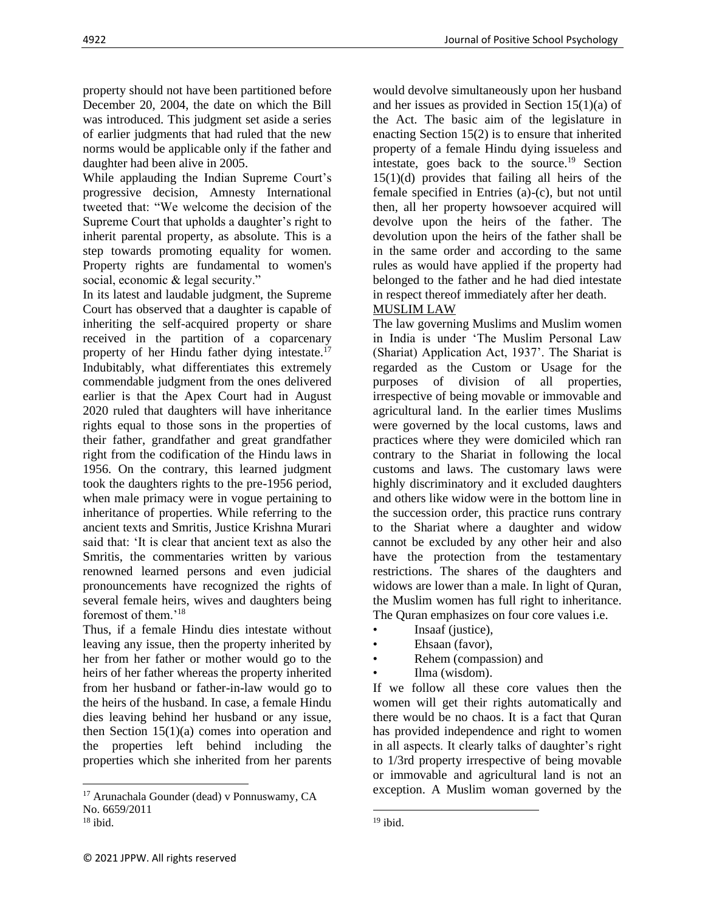property should not have been partitioned before December 20, 2004, the date on which the Bill was introduced. This judgment set aside a series of earlier judgments that had ruled that the new norms would be applicable only if the father and daughter had been alive in 2005.

While applauding the Indian Supreme Court's progressive decision, Amnesty International tweeted that: "We welcome the decision of the Supreme Court that upholds a daughter's right to inherit parental property, as absolute. This is a step towards promoting equality for women. Property rights are fundamental to women's social, economic & legal security."

In its latest and laudable judgment, the Supreme Court has observed that a daughter is capable of inheriting the self-acquired property or share received in the partition of a coparcenary property of her Hindu father dying intestate.[17] Indubitably, what differentiates this extremely commendable judgment from the ones delivered earlier is that the Apex Court had in August 2020 ruled that daughters will have inheritance rights equal to those sons in the properties of their father, grandfather and great grandfather right from the codification of the Hindu laws in 1956. On the contrary, this learned judgment took the daughters rights to the pre-1956 period, when male primacy were in vogue pertaining to inheritance of properties. While referring to the ancient texts and Smritis, Justice Krishna Murari said that: 'It is clear that ancient text as also the Smritis, the commentaries written by various renowned learned persons and even judicial pronouncements have recognized the rights of several female heirs, wives and daughters being foremost of them.'[18]

Thus, if a female Hindu dies intestate without leaving any issue, then the property inherited by her from her father or mother would go to the heirs of her father whereas the property inherited from her husband or father-in-law would go to the heirs of the husband. In case, a female Hindu dies leaving behind her husband or any issue, then Section 15(1)(a) comes into operation and the properties left behind including the properties which she inherited from her parents would devolve simultaneously upon her husband and her issues as provided in Section 15(1)(a) of the Act. The basic aim of the legislature in enacting Section 15(2) is to ensure that inherited property of a female Hindu dying issueless and intestate, goes back to the source.[19] Section 15(1)(d) provides that failing all heirs of the female specified in Entries (a)-(c), but not until then, all her property howsoever acquired will devolve upon the heirs of the father. The devolution upon the heirs of the father shall be in the same order and according to the same rules as would have applied if the property had belonged to the father and he had died intestate in respect thereof immediately after her death.

## MUSLIM LAW

The law governing Muslims and Muslim women in India is under 'The Muslim Personal Law (Shariat) Application Act, 1937'. The Shariat is regarded as the Custom or Usage for the purposes of division of all properties, irrespective of being movable or immovable and agricultural land. In the earlier times Muslims were governed by the local customs, laws and practices where they were domiciled which ran contrary to the Shariat in following the local customs and laws. The customary laws were highly discriminatory and it excluded daughters and others like widow were in the bottom line in the succession order, this practice runs contrary to the Shariat where a daughter and widow cannot be excluded by any other heir and also have the protection from the testamentary restrictions. The shares of the daughters and widows are lower than a male. In light of Quran, the Muslim women has full right to inheritance. The Quran emphasizes on four core values i.e.

- Insaaf (justice),
- Ehsaan (favor),
- Rehem (compassion) and
- Ilma (wisdom).

If we follow all these core values then the women will get their rights automatically and there would be no chaos. It is a fact that Quran has provided independence and right to women in all aspects. It clearly talks of daughter's right to 1/3rd property irrespective of being movable or immovable and agricultural land is not an exception. A Muslim woman governed by the

---

[17] Arunachala Gounder (dead) v Ponnuswamy, CA No. 6659/2011

[18] ibid.

[19] ibid.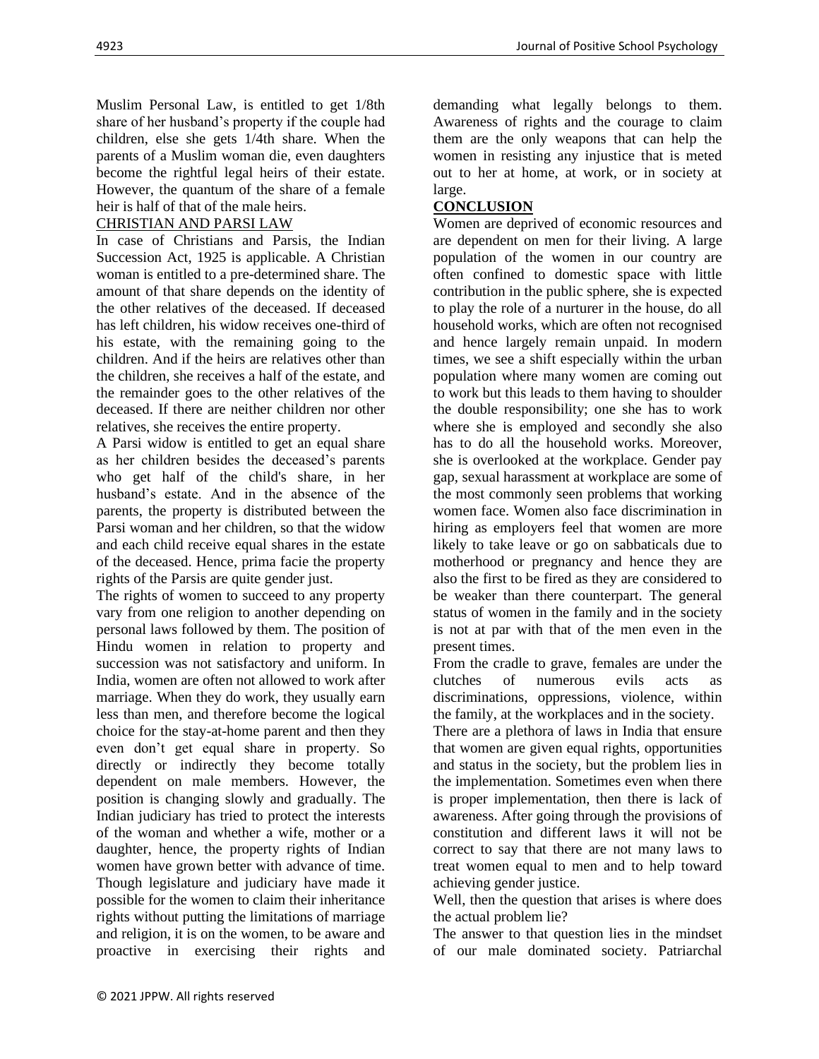Muslim Personal Law, is entitled to get 1/8th share of her husband's property if the couple had children, else she gets 1/4th share. When the parents of a Muslim woman die, even daughters become the rightful legal heirs of their estate. However, the quantum of the share of a female heir is half of that of the male heirs.

## CHRISTIAN AND PARSI LAW

In case of Christians and Parsis, the Indian Succession Act, 1925 is applicable. A Christian woman is entitled to a pre-determined share. The amount of that share depends on the identity of the other relatives of the deceased. If deceased has left children, his widow receives one-third of his estate, with the remaining going to the children. And if the heirs are relatives other than the children, she receives a half of the estate, and the remainder goes to the other relatives of the deceased. If there are neither children nor other relatives, she receives the entire property.

A Parsi widow is entitled to get an equal share as her children besides the deceased's parents who get half of the child's share, in her husband's estate. And in the absence of the parents, the property is distributed between the Parsi woman and her children, so that the widow and each child receive equal shares in the estate of the deceased. Hence, prima facie the property rights of the Parsis are quite gender just.

The rights of women to succeed to any property vary from one religion to another depending on personal laws followed by them. The position of Hindu women in relation to property and succession was not satisfactory and uniform. In India, women are often not allowed to work after marriage. When they do work, they usually earn less than men, and therefore become the logical choice for the stay-at-home parent and then they even don't get equal share in property. So directly or indirectly they become totally dependent on male members. However, the position is changing slowly and gradually. The Indian judiciary has tried to protect the interests of the woman and whether a wife, mother or a daughter, hence, the property rights of Indian women have grown better with advance of time. Though legislature and judiciary have made it possible for the women to claim their inheritance rights without putting the limitations of marriage and religion, it is on the women, to be aware and proactive in exercising their rights and demanding what legally belongs to them. Awareness of rights and the courage to claim them are the only weapons that can help the women in resisting any injustice that is meted out to her at home, at work, or in society at large.

## CONCLUSION

Women are deprived of economic resources and are dependent on men for their living. A large population of the women in our country are often confined to domestic space with little contribution in the public sphere, she is expected to play the role of a nurturer in the house, do all household works, which are often not recognised and hence largely remain unpaid. In modern times, we see a shift especially within the urban population where many women are coming out to work but this leads to them having to shoulder the double responsibility; one she has to work where she is employed and secondly she also has to do all the household works. Moreover, she is overlooked at the workplace. Gender pay gap, sexual harassment at workplace are some of the most commonly seen problems that working women face. Women also face discrimination in hiring as employers feel that women are more likely to take leave or go on sabbaticals due to motherhood or pregnancy and hence they are also the first to be fired as they are considered to be weaker than there counterpart. The general status of women in the family and in the society is not at par with that of the men even in the present times.

From the cradle to grave, females are under the clutches of numerous evils acts as discriminations, oppressions, violence, within the family, at the workplaces and in the society.

There are a plethora of laws in India that ensure that women are given equal rights, opportunities and status in the society, but the problem lies in the implementation. Sometimes even when there is proper implementation, then there is lack of awareness. After going through the provisions of constitution and different laws it will not be correct to say that there are not many laws to treat women equal to men and to help toward achieving gender justice.

Well, then the question that arises is where does the actual problem lie?

The answer to that question lies in the mindset of our male dominated society. Patriarchal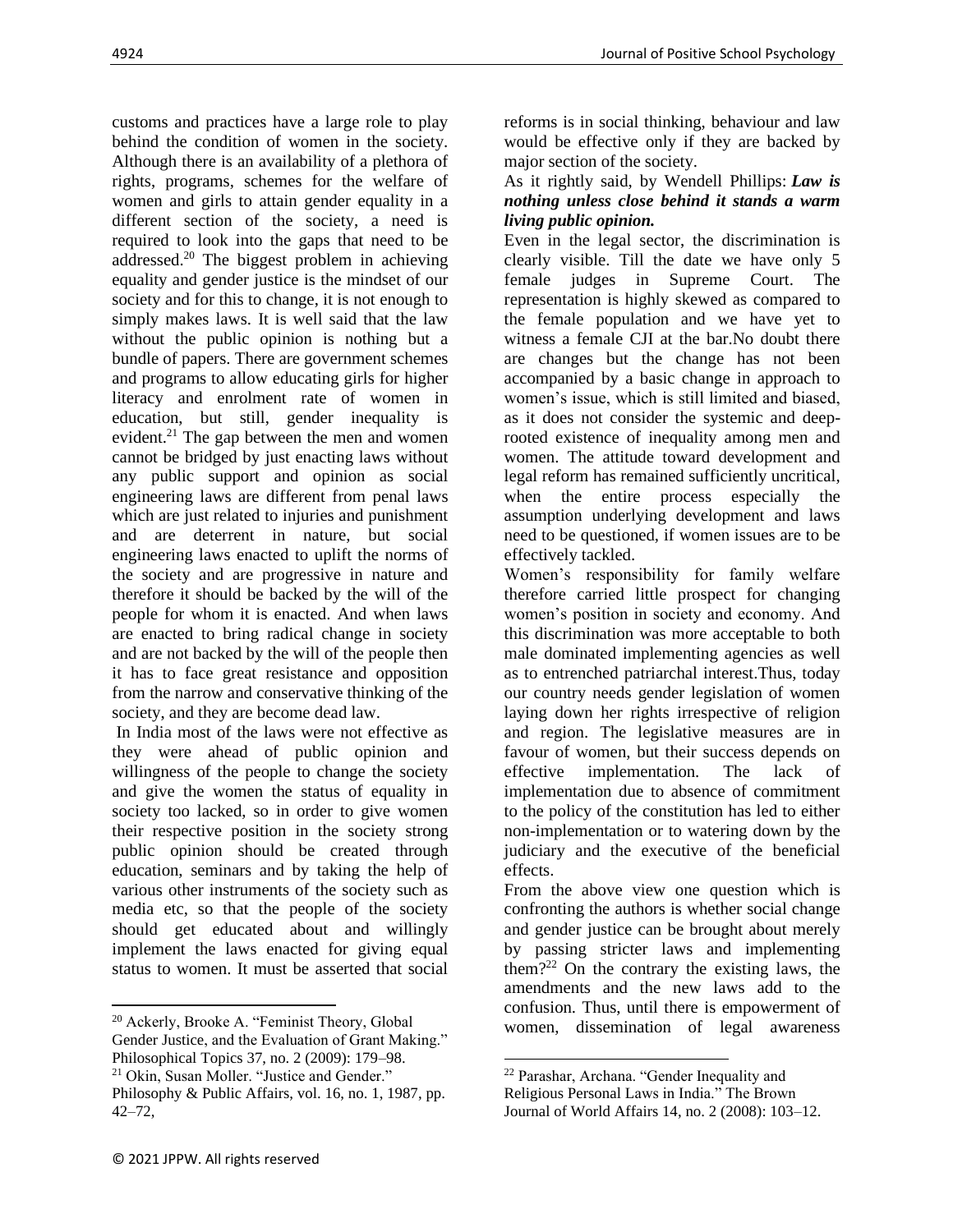customs and practices have a large role to play behind the condition of women in the society. Although there is an availability of a plethora of rights, programs, schemes for the welfare of women and girls to attain gender equality in a different section of the society, a need is required to look into the gaps that need to be addressed.[20] The biggest problem in achieving equality and gender justice is the mindset of our society and for this to change, it is not enough to simply makes laws. It is well said that the law without the public opinion is nothing but a bundle of papers. There are government schemes and programs to allow educating girls for higher literacy and enrolment rate of women in education, but still, gender inequality is evident.[21] The gap between the men and women cannot be bridged by just enacting laws without any public support and opinion as social engineering laws are different from penal laws which are just related to injuries and punishment and are deterrent in nature, but social engineering laws enacted to uplift the norms of the society and are progressive in nature and therefore it should be backed by the will of the people for whom it is enacted. And when laws are enacted to bring radical change in society and are not backed by the will of the people then it has to face great resistance and opposition from the narrow and conservative thinking of the society, and they are become dead law.

In India most of the laws were not effective as they were ahead of public opinion and willingness of the people to change the society and give the women the status of equality in society too lacked, so in order to give women their respective position in the society strong public opinion should be created through education, seminars and by taking the help of various other instruments of the society such as media etc, so that the people of the society should get educated about and willingly implement the laws enacted for giving equal status to women. It must be asserted that social reforms is in social thinking, behaviour and law would be effective only if they are backed by major section of the society.

As it rightly said, by Wendell Phillips: ***Law is nothing unless close behind it stands a warm living public opinion.***

Even in the legal sector, the discrimination is clearly visible. Till the date we have only 5 female judges in Supreme Court. The representation is highly skewed as compared to the female population and we have yet to witness a female CJI at the bar.No doubt there are changes but the change has not been accompanied by a basic change in approach to women's issue, which is still limited and biased, as it does not consider the systemic and deep-rooted existence of inequality among men and women. The attitude toward development and legal reform has remained sufficiently uncritical, when the entire process especially the assumption underlying development and laws need to be questioned, if women issues are to be effectively tackled.

Women's responsibility for family welfare therefore carried little prospect for changing women's position in society and economy. And this discrimination was more acceptable to both male dominated implementing agencies as well as to entrenched patriarchal interest.Thus, today our country needs gender legislation of women laying down her rights irrespective of religion and region. The legislative measures are in favour of women, but their success depends on effective implementation. The lack of implementation due to absence of commitment to the policy of the constitution has led to either non-implementation or to watering down by the judiciary and the executive of the beneficial effects.

From the above view one question which is confronting the authors is whether social change and gender justice can be brought about merely by passing stricter laws and implementing them?[22] On the contrary the existing laws, the amendments and the new laws add to the confusion. Thus, until there is empowerment of women, dissemination of legal awareness

---

[20] Ackerly, Brooke A. "Feminist Theory, Global Gender Justice, and the Evaluation of Grant Making." Philosophical Topics 37, no. 2 (2009): 179–98.

[21] Okin, Susan Moller. "Justice and Gender." Philosophy & Public Affairs, vol. 16, no. 1, 1987, pp. 42–72,

[22] Parashar, Archana. "Gender Inequality and Religious Personal Laws in India." The Brown Journal of World Affairs 14, no. 2 (2008): 103–12.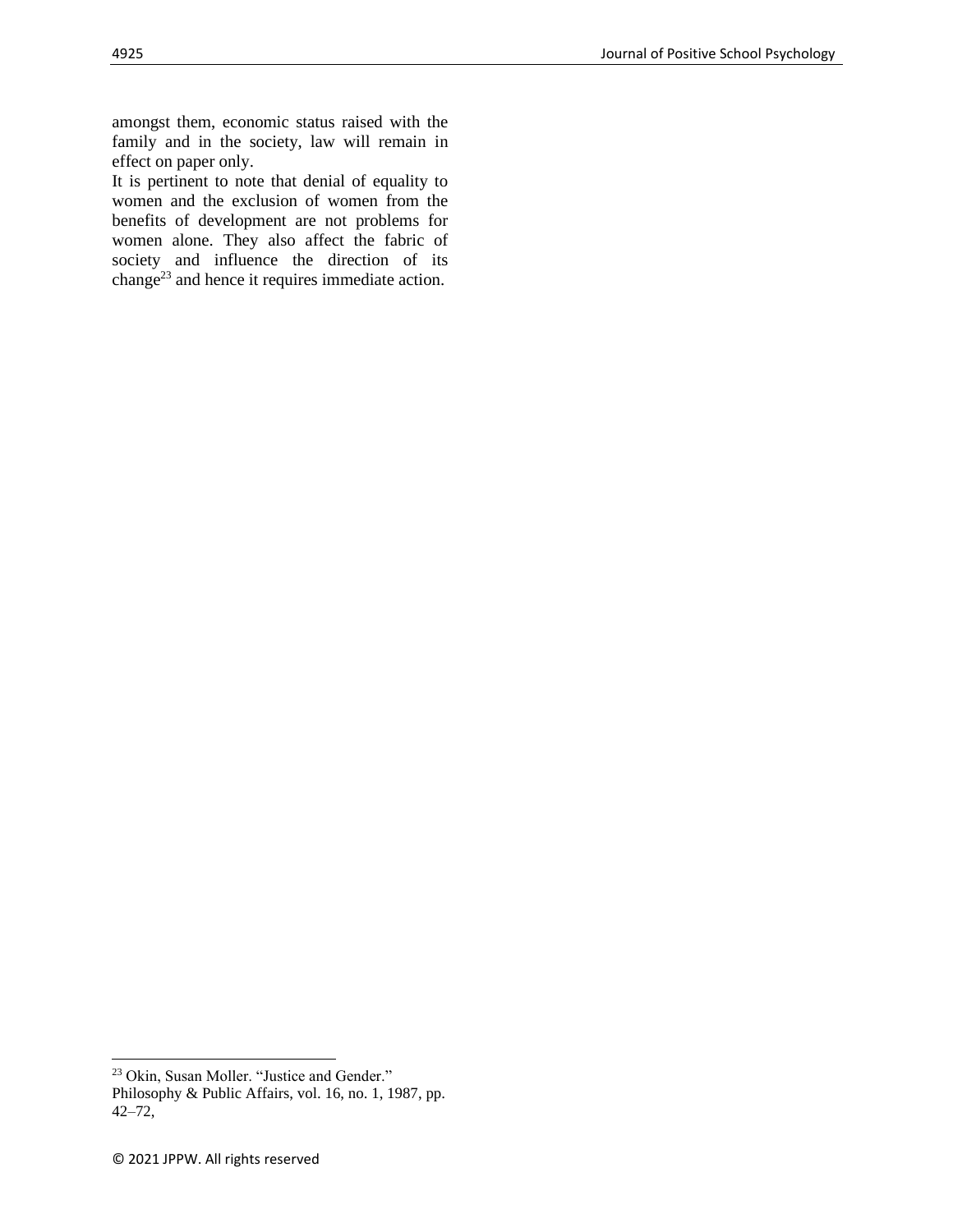amongst them, economic status raised with the family and in the society, law will remain in effect on paper only.

It is pertinent to note that denial of equality to women and the exclusion of women from the benefits of development are not problems for women alone. They also affect the fabric of society and influence the direction of its change[23] and hence it requires immediate action.

---

[23] Okin, Susan Moller. "Justice and Gender." Philosophy & Public Affairs, vol. 16, no. 1, 1987, pp. 42–72,